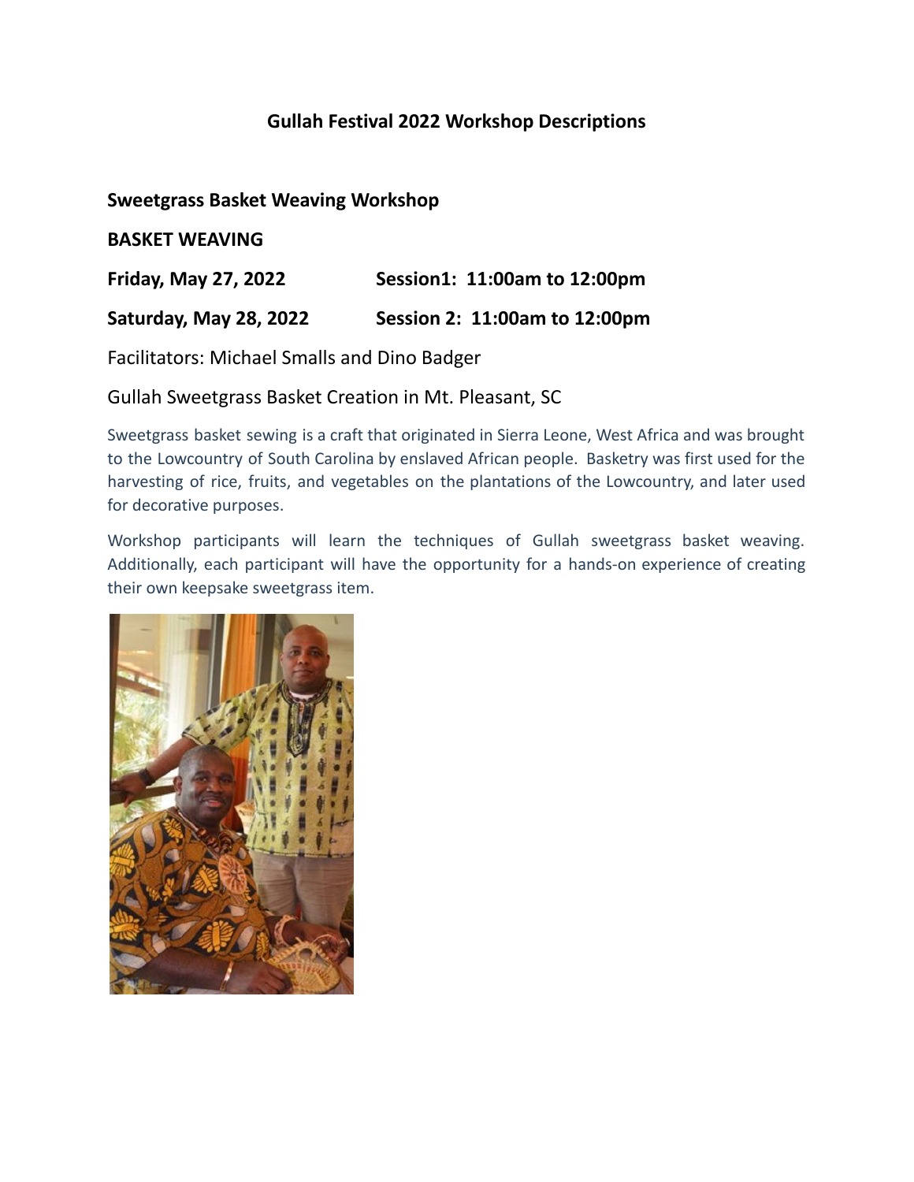# Gullah Festival 2022 Workshop Descriptions

## Sweetgrass Basket Weaving Workshop

**BASKET WEAVING**

**Friday, May 27, 2022** **Session1: 11:00am to 12:00pm**

**Saturday, May 28, 2022** **Session 2: 11:00am to 12:00pm**

Facilitators: Michael Smalls and Dino Badger

Gullah Sweetgrass Basket Creation in Mt. Pleasant, SC

Sweetgrass basket sewing is a craft that originated in Sierra Leone, West Africa and was brought to the Lowcountry of South Carolina by enslaved African people. Basketry was first used for the harvesting of rice, fruits, and vegetables on the plantations of the Lowcountry, and later used for decorative purposes.

Workshop participants will learn the techniques of Gullah sweetgrass basket weaving. Additionally, each participant will have the opportunity for a hands-on experience of creating their own keepsake sweetgrass item.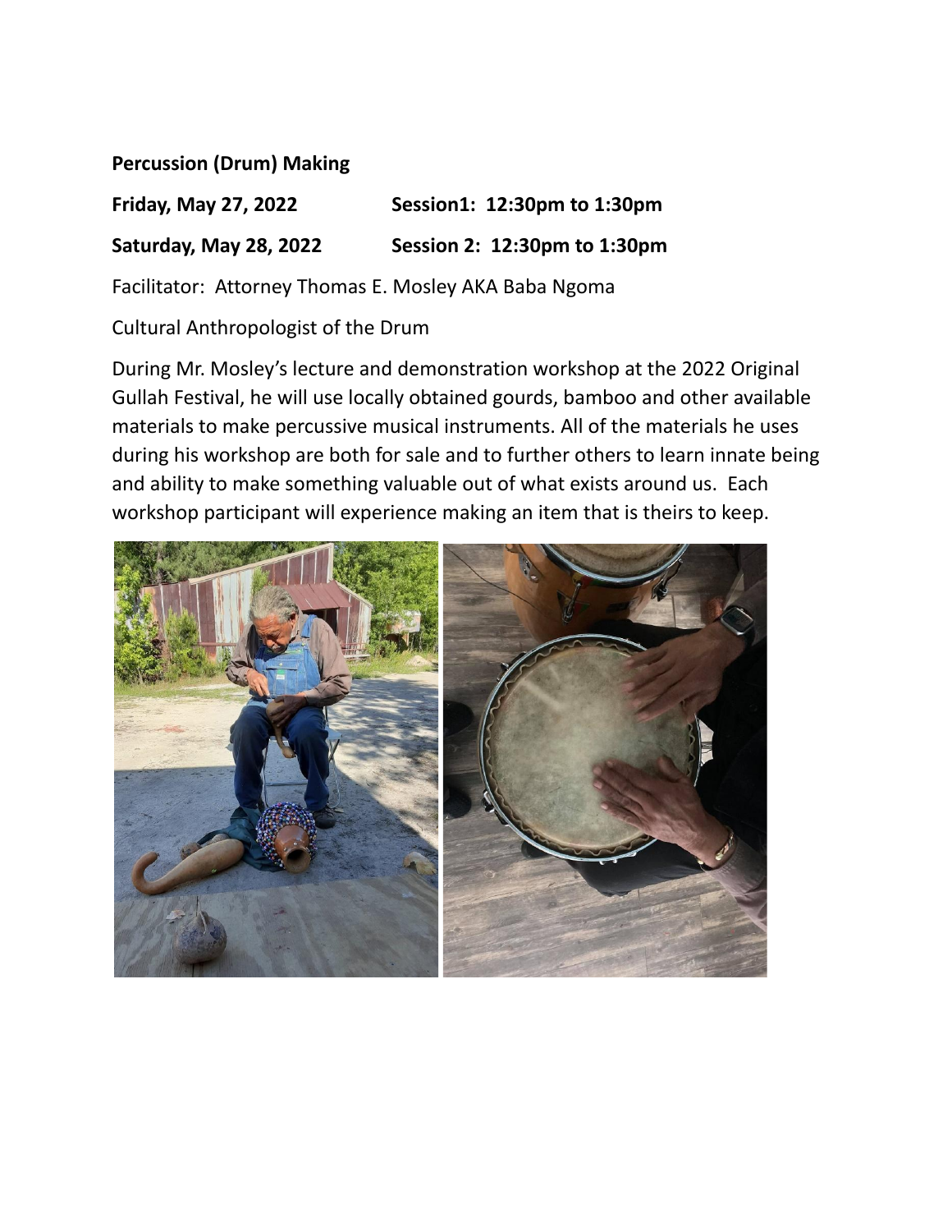**Percussion (Drum) Making**

**Friday, May 27, 2022** **Session1: 12:30pm to 1:30pm**

**Saturday, May 28, 2022** **Session 2: 12:30pm to 1:30pm**

Facilitator: Attorney Thomas E. Mosley AKA Baba Ngoma

Cultural Anthropologist of the Drum

During Mr. Mosley's lecture and demonstration workshop at the 2022 Original Gullah Festival, he will use locally obtained gourds, bamboo and other available materials to make percussive musical instruments. All of the materials he uses during his workshop are both for sale and to further others to learn innate being and ability to make something valuable out of what exists around us. Each workshop participant will experience making an item that is theirs to keep.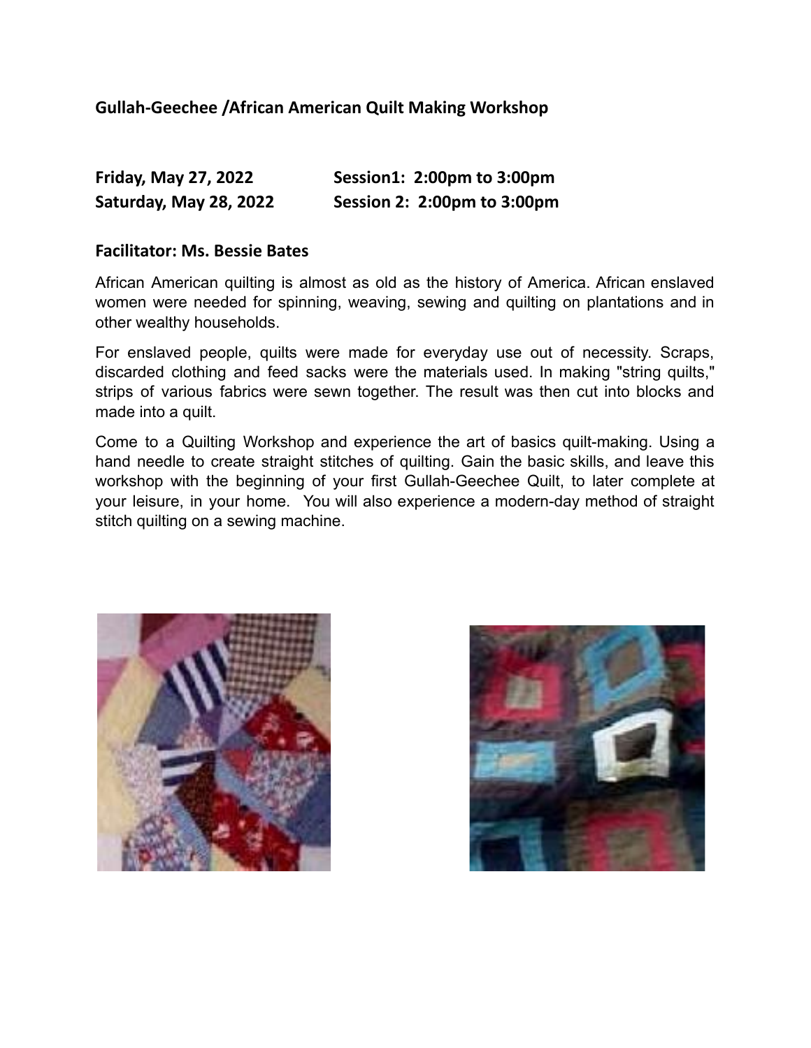## Gullah-Geechee /African American Quilt Making Workshop

| | |
|---|---|
| **Friday, May 27, 2022** | **Session1: 2:00pm to 3:00pm** |
| **Saturday, May 28, 2022** | **Session 2: 2:00pm to 3:00pm** |

**Facilitator: Ms. Bessie Bates**

African American quilting is almost as old as the history of America. African enslaved women were needed for spinning, weaving, sewing and quilting on plantations and in other wealthy households.

For enslaved people, quilts were made for everyday use out of necessity. Scraps, discarded clothing and feed sacks were the materials used. In making "string quilts," strips of various fabrics were sewn together. The result was then cut into blocks and made into a quilt.

Come to a Quilting Workshop and experience the art of basics quilt-making. Using a hand needle to create straight stitches of quilting. Gain the basic skills, and leave this workshop with the beginning of your first Gullah-Geechee Quilt, to later complete at your leisure, in your home. You will also experience a modern-day method of straight stitch quilting on a sewing machine.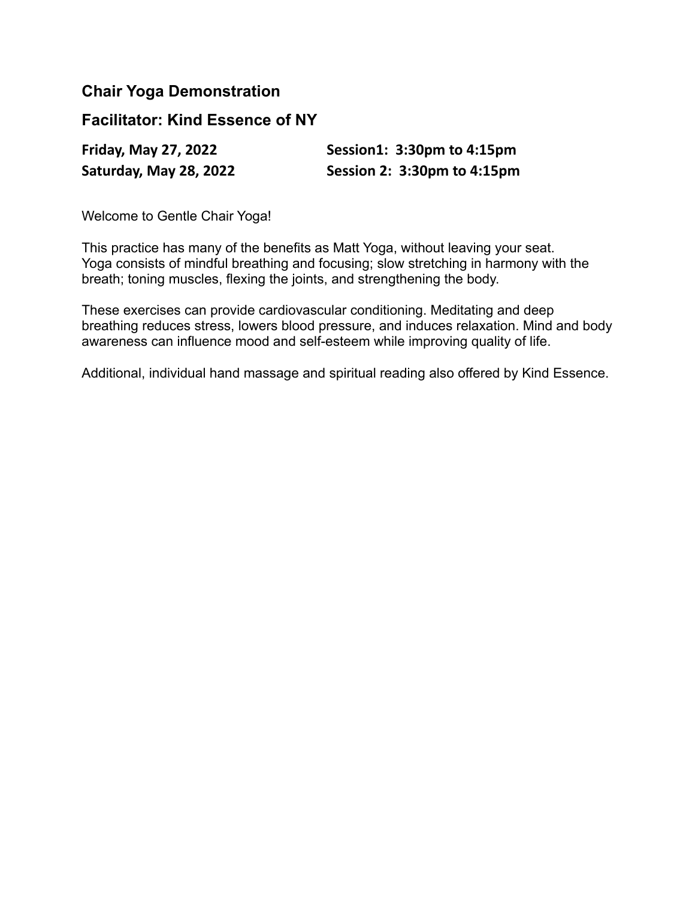## Chair Yoga Demonstration

## Facilitator: Kind Essence of NY

| | |
|---|---|
| **Friday, May 27, 2022** | **Session1: 3:30pm to 4:15pm** |
| **Saturday, May 28, 2022** | **Session 2: 3:30pm to 4:15pm** |

Welcome to Gentle Chair Yoga!

This practice has many of the benefits as Matt Yoga, without leaving your seat. Yoga consists of mindful breathing and focusing; slow stretching in harmony with the breath; toning muscles, flexing the joints, and strengthening the body.

These exercises can provide cardiovascular conditioning. Meditating and deep breathing reduces stress, lowers blood pressure, and induces relaxation. Mind and body awareness can influence mood and self-esteem while improving quality of life.

Additional, individual hand massage and spiritual reading also offered by Kind Essence.